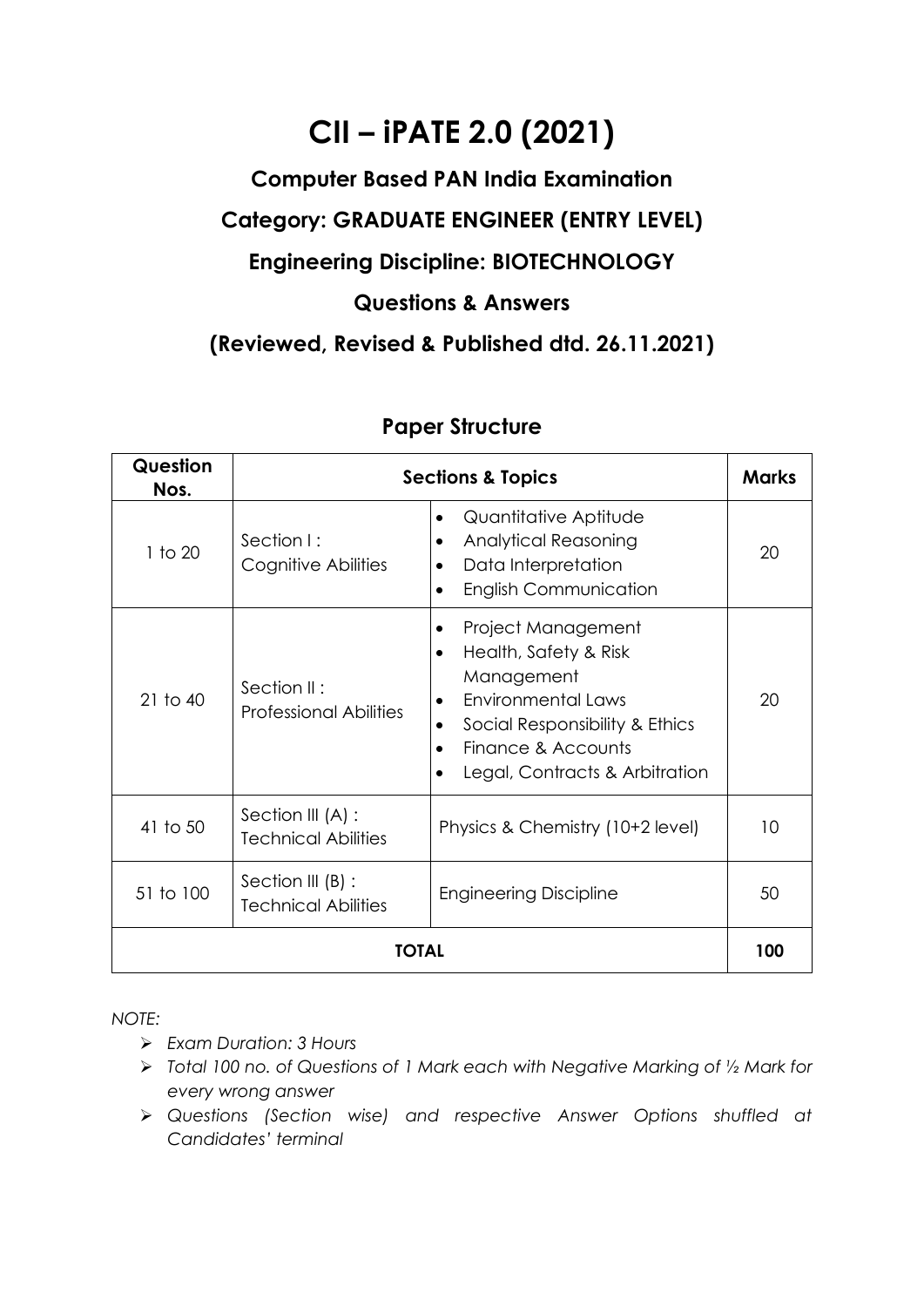# CII – iPATE 2.0 (2021)

## Computer Based PAN India Examination

## Category: GRADUATE ENGINEER (ENTRY LEVEL)

## Engineering Discipline: BIOTECHNOLOGY

## Questions & Answers

## (Reviewed, Revised & Published dtd. 26.11.2021)

### Paper Structure

| Question Nos. | Sections & Topics | | Marks |
|---|---|---|---|
| 1 to 20 | Section I : Cognitive Abilities | • Quantitative Aptitude<br>• Analytical Reasoning<br>• Data Interpretation<br>• English Communication | 20 |
| 21 to 40 | Section II : Professional Abilities | • Project Management<br>• Health, Safety & Risk Management<br>• Environmental Laws<br>• Social Responsibility & Ethics<br>• Finance & Accounts<br>• Legal, Contracts & Arbitration | 20 |
| 41 to 50 | Section III (A) : Technical Abilities | Physics & Chemistry (10+2 level) | 10 |
| 51 to 100 | Section III (B) : Technical Abilities | Engineering Discipline | 50 |
| **TOTAL** | | | **100** |

*NOTE:*

- *Exam Duration: 3 Hours*
- *Total 100 no. of Questions of 1 Mark each with Negative Marking of ½ Mark for every wrong answer*
- *Questions (Section wise) and respective Answer Options shuffled at Candidates' terminal*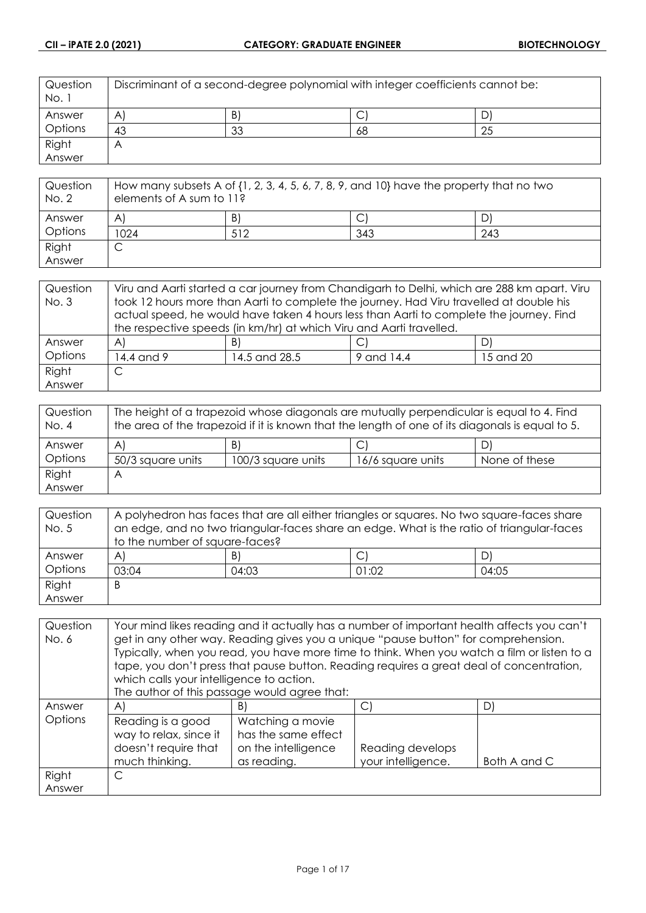| Question No. 1 | Discriminant of a second-degree polynomial with integer coefficients cannot be: | | | |
|---|---|---|---|---|
| Answer Options | A) | B) | C) | D) |
| | 43 | 33 | 68 | 25 |
| Right Answer | A | | | |

| Question No. 2 | How many subsets A of {1, 2, 3, 4, 5, 6, 7, 8, 9, and 10} have the property that no two elements of A sum to 11? | | | |
|---|---|---|---|---|
| Answer Options | A) | B) | C) | D) |
| | 1024 | 512 | 343 | 243 |
| Right Answer | C | | | |

| Question No. 3 | Viru and Aarti started a car journey from Chandigarh to Delhi, which are 288 km apart. Viru took 12 hours more than Aarti to complete the journey. Had Viru travelled at double his actual speed, he would have taken 4 hours less than Aarti to complete the journey. Find the respective speeds (in km/hr) at which Viru and Aarti travelled. | | | |
|---|---|---|---|---|
| Answer Options | A) | B) | C) | D) |
| | 14.4 and 9 | 14.5 and 28.5 | 9 and 14.4 | 15 and 20 |
| Right Answer | C | | | |

| Question No. 4 | The height of a trapezoid whose diagonals are mutually perpendicular is equal to 4. Find the area of the trapezoid if it is known that the length of one of its diagonals is equal to 5. | | | |
|---|---|---|---|---|
| Answer Options | A) | B) | C) | D) |
| | 50/3 square units | 100/3 square units | 16/6 square units | None of these |
| Right Answer | A | | | |

| Question No. 5 | A polyhedron has faces that are all either triangles or squares. No two square-faces share an edge, and no two triangular-faces share an edge. What is the ratio of triangular-faces to the number of square-faces? | | | |
|---|---|---|---|---|
| Answer Options | A) | B) | C) | D) |
| | 03:04 | 04:03 | 01:02 | 04:05 |
| Right Answer | B | | | |

| Question No. 6 | Your mind likes reading and it actually has a number of important health affects you can't get in any other way. Reading gives you a unique "pause button" for comprehension. Typically, when you read, you have more time to think. When you watch a film or listen to a tape, you don't press that pause button. Reading requires a great deal of concentration, which calls your intelligence to action. The author of this passage would agree that: | | | |
|---|---|---|---|---|
| Answer Options | A) | B) | C) | D) |
| | Reading is a good way to relax, since it doesn't require that much thinking. | Watching a movie has the same effect on the intelligence as reading. | Reading develops your intelligence. | Both A and C |
| Right Answer | C | | | |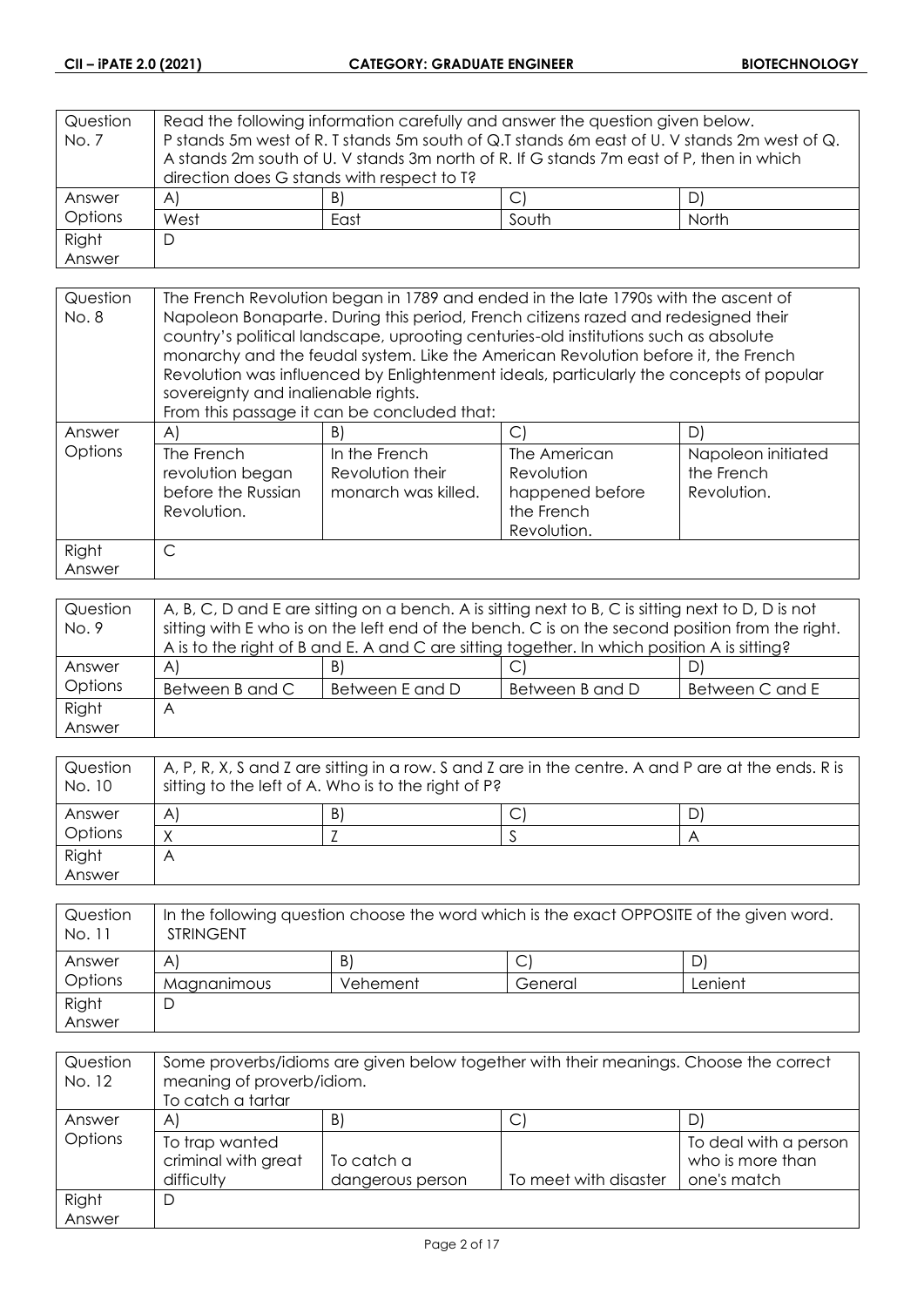| Question No. 7 | Read the following information carefully and answer the question given below. P stands 5m west of R. T stands 5m south of Q.T stands 6m east of U. V stands 2m west of Q. A stands 2m south of U. V stands 3m north of R. If G stands 7m east of P, then in which direction does G stands with respect to T? | | | |
|---|---|---|---|---|
| Answer Options | A) | B) | C) | D) |
| | West | East | South | North |
| Right Answer | D | | | |

| Question No. 8 | The French Revolution began in 1789 and ended in the late 1790s with the ascent of Napoleon Bonaparte. During this period, French citizens razed and redesigned their country's political landscape, uprooting centuries-old institutions such as absolute monarchy and the feudal system. Like the American Revolution before it, the French Revolution was influenced by Enlightenment ideals, particularly the concepts of popular sovereignty and inalienable rights. From this passage it can be concluded that: | | | |
|---|---|---|---|---|
| Answer Options | A) | B) | C) | D) |
| | The French revolution began before the Russian Revolution. | In the French Revolution their monarch was killed. | The American Revolution happened before the French Revolution. | Napoleon initiated the French Revolution. |
| Right Answer | C | | | |

| Question No. 9 | A, B, C, D and E are sitting on a bench. A is sitting next to B, C is sitting next to D, D is not sitting with E who is on the left end of the bench. C is on the second position from the right. A is to the right of B and E. A and C are sitting together. In which position A is sitting? | | | |
|---|---|---|---|---|
| Answer Options | A) | B) | C) | D) |
| | Between B and C | Between E and D | Between B and D | Between C and E |
| Right Answer | A | | | |

| Question No. 10 | A, P, R, X, S and Z are sitting in a row. S and Z are in the centre. A and P are at the ends. R is sitting to the left of A. Who is to the right of P? | | | |
|---|---|---|---|---|
| Answer Options | A) | B) | C) | D) |
| | X | Z | S | A |
| Right Answer | A | | | |

| Question No. 11 | In the following question choose the word which is the exact OPPOSITE of the given word. STRINGENT | | | |
|---|---|---|---|---|
| Answer Options | A) | B) | C) | D) |
| | Magnanimous | Vehement | General | Lenient |
| Right Answer | D | | | |

| Question No. 12 | Some proverbs/idioms are given below together with their meanings. Choose the correct meaning of proverb/idiom. To catch a tartar | | | |
|---|---|---|---|---|
| Answer Options | A) | B) | C) | D) |
| | To trap wanted criminal with great difficulty | To catch a dangerous person | To meet with disaster | To deal with a person who is more than one's match |
| Right Answer | D | | | |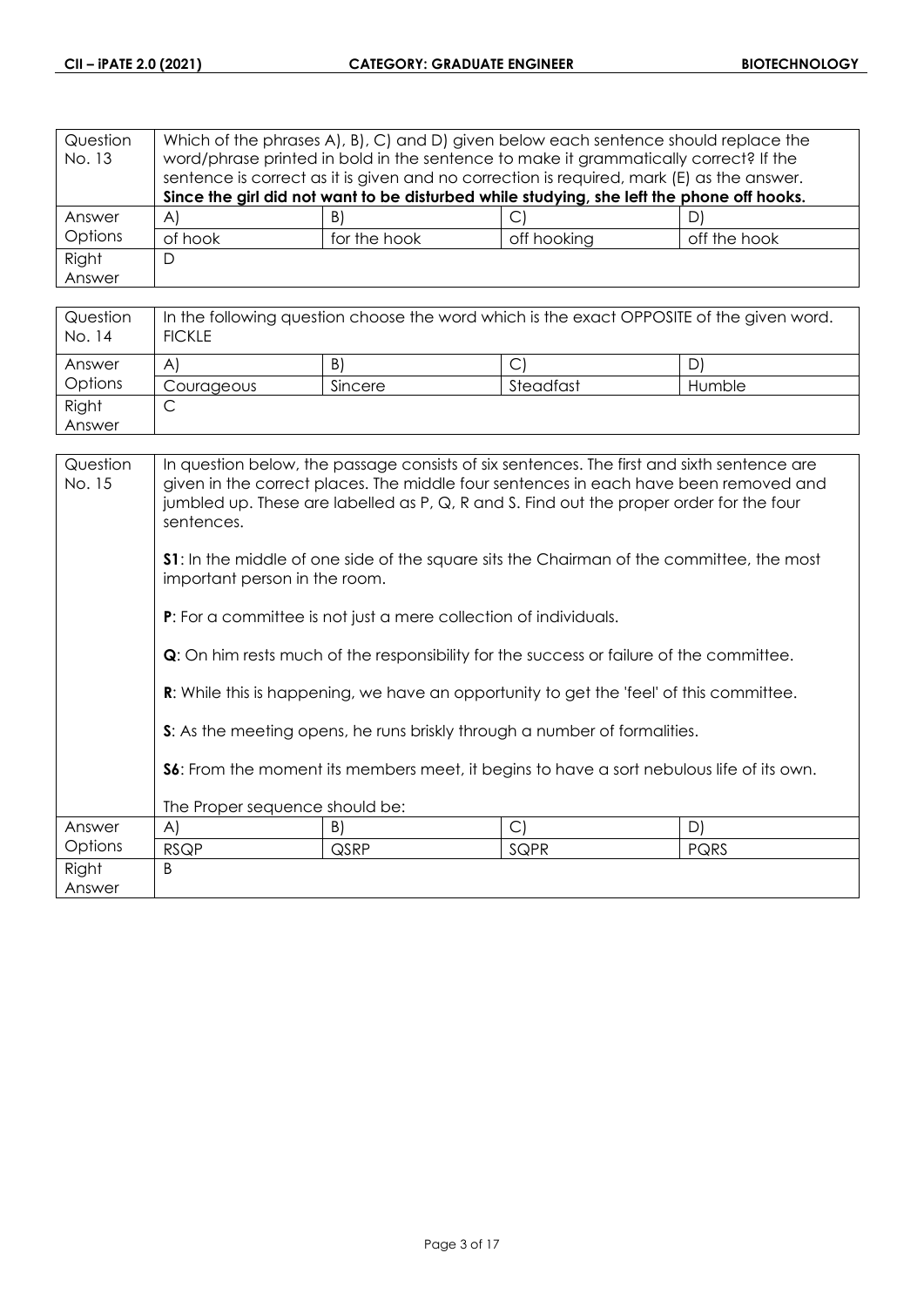| Question No. 13 | Which of the phrases A), B), C) and D) given below each sentence should replace the word/phrase printed in bold in the sentence to make it grammatically correct? If the sentence is correct as it is given and no correction is required, mark (E) as the answer. **Since the girl did not want to be disturbed while studying, she left the phone off hooks.** | | | |
|---|---|---|---|---|
| Answer Options | A) | B) | C) | D) |
| | of hook | for the hook | off hooking | off the hook |
| Right Answer | D | | | |

| Question No. 14 | In the following question choose the word which is the exact OPPOSITE of the given word. FICKLE | | | |
|---|---|---|---|---|
| Answer Options | A) | B) | C) | D) |
| | Courageous | Sincere | Steadfast | Humble |
| Right Answer | C | | | |

| Question No. 15 | In question below, the passage consists of six sentences. The first and sixth sentence are given in the correct places. The middle four sentences in each have been removed and jumbled up. These are labelled as P, Q, R and S. Find out the proper order for the four sentences.<br><br>**S1**: In the middle of one side of the square sits the Chairman of the committee, the most important person in the room.<br><br>**P**: For a committee is not just a mere collection of individuals.<br><br>**Q**: On him rests much of the responsibility for the success or failure of the committee.<br><br>**R**: While this is happening, we have an opportunity to get the 'feel' of this committee.<br><br>**S**: As the meeting opens, he runs briskly through a number of formalities.<br><br>**S6**: From the moment its members meet, it begins to have a sort nebulous life of its own.<br><br>The Proper sequence should be: | | | |
|---|---|---|---|---|
| Answer Options | A) | B) | C) | D) |
| | RSQP | QSRP | SQPR | PQRS |
| Right Answer | B | | | |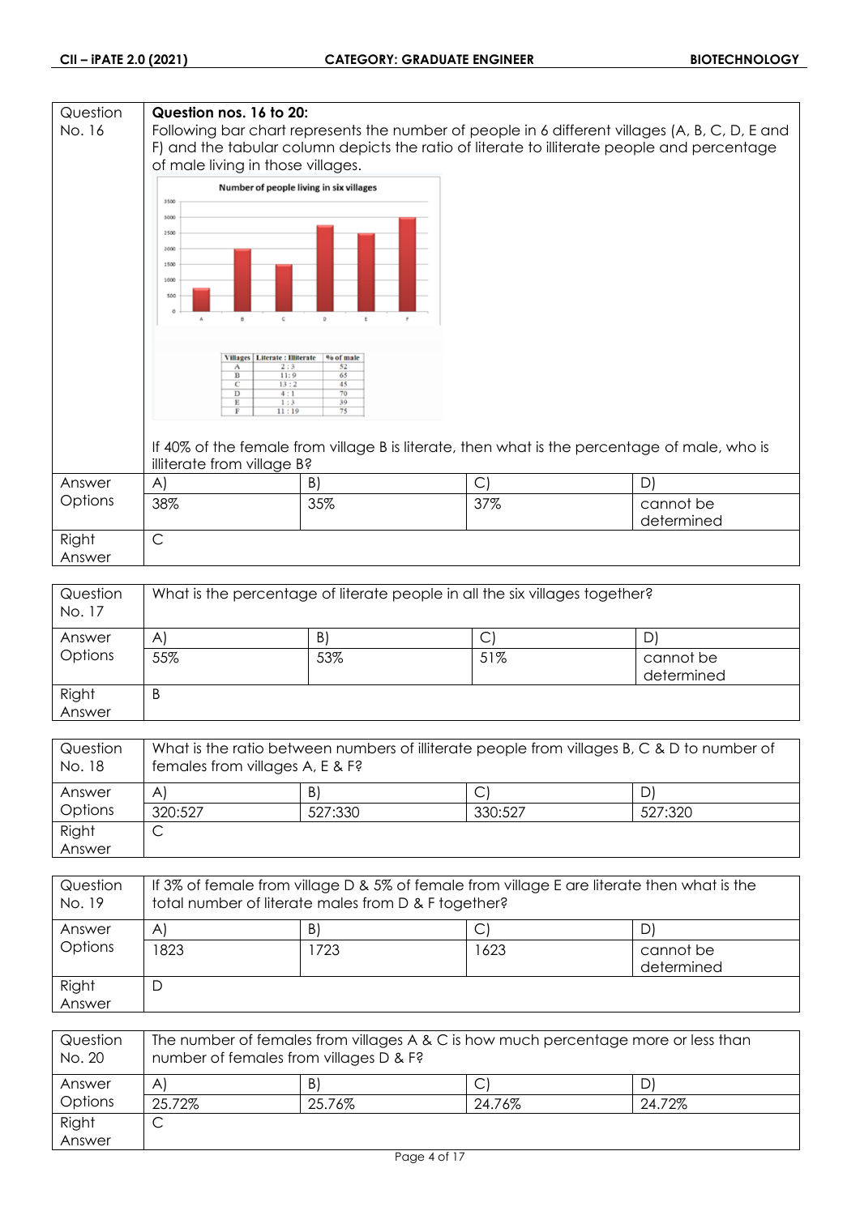| Question No. 16 | **Question nos. 16 to 20:** Following bar chart represents the number of people in 6 different villages (A, B, C, D, E and F) and the tabular column depicts the ratio of literate to illiterate people and percentage of male living in those villages. | | |
|---|---|---|---|

**Number of people living in six villages**

| Villages | Literate : Illiterate | % of male |
|---|---|---|
| A | 2 : 3 | 52 |
| B | 11 : 9 | 65 |
| C | 13 : 2 | 45 |
| D | 4 : 1 | 70 |
| E | 1 : 3 | 39 |
| F | 11 : 19 | 75 |

If 40% of the female from village B is literate, then what is the percentage of male, who is illiterate from village B?

| Answer Options | A) | B) | C) | D) |
|---|---|---|---|---|
| | 38% | 35% | 37% | cannot be determined |
| Right Answer | C | | | |

| Question No. 17 | What is the percentage of literate people in all the six villages together? | | | |
|---|---|---|---|---|
| Answer Options | A) | B) | C) | D) |
| | 55% | 53% | 51% | cannot be determined |
| Right Answer | B | | | |

| Question No. 18 | What is the ratio between numbers of illiterate people from villages B, C & D to number of females from villages A, E & F? | | | |
|---|---|---|---|---|
| Answer Options | A) | B) | C) | D) |
| | 320:527 | 527:330 | 330:527 | 527:320 |
| Right Answer | C | | | |

| Question No. 19 | If 3% of female from village D & 5% of female from village E are literate then what is the total number of literate males from D & F together? | | | |
|---|---|---|---|---|
| Answer Options | A) | B) | C) | D) |
| | 1823 | 1723 | 1623 | cannot be determined |
| Right Answer | D | | | |

| Question No. 20 | The number of females from villages A & C is how much percentage more or less than number of females from villages D & F? | | | |
|---|---|---|---|---|
| Answer Options | A) | B) | C) | D) |
| | 25.72% | 25.76% | 24.76% | 24.72% |
| Right Answer | C | | | |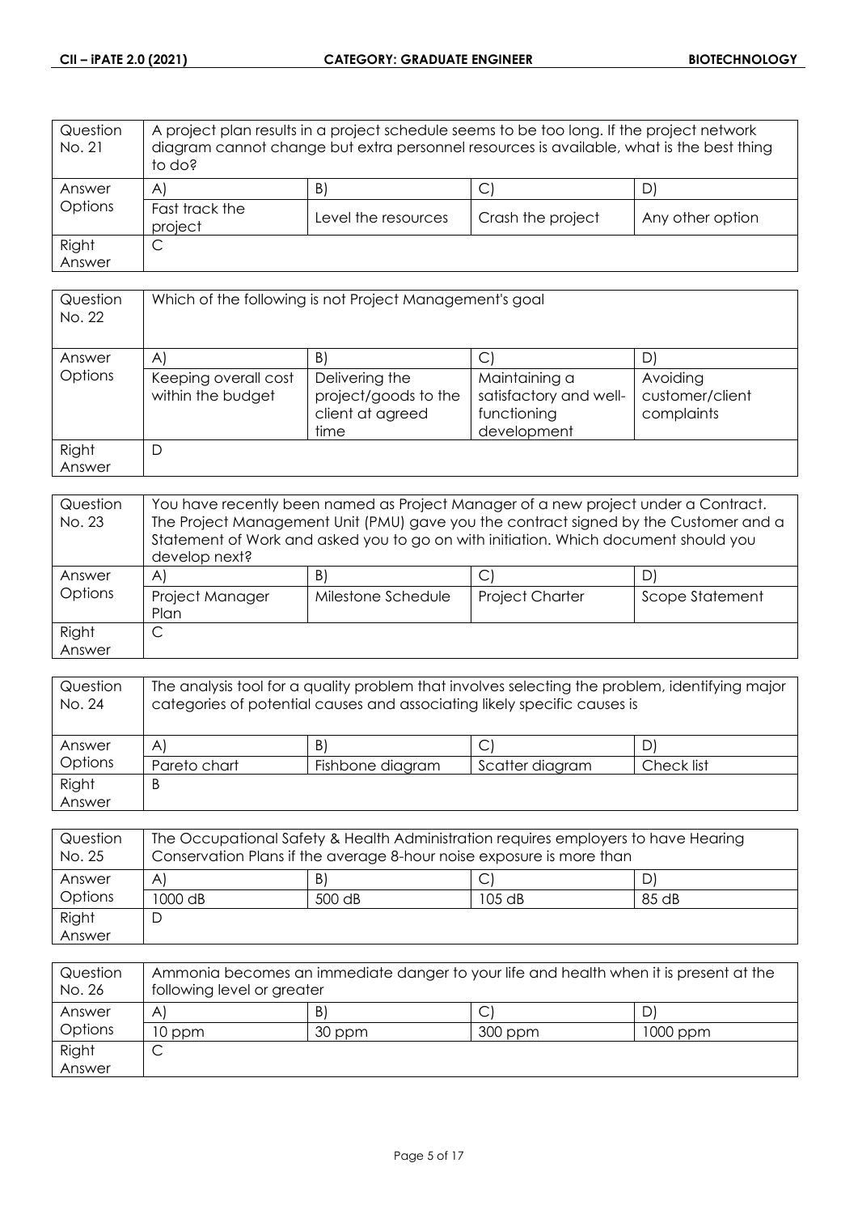| Question No. 21 | A project plan results in a project schedule seems to be too long. If the project network diagram cannot change but extra personnel resources is available, what is the best thing to do? | | | |
|---|---|---|---|---|
| Answer Options | A) | B) | C) | D) |
| | Fast track the project | Level the resources | Crash the project | Any other option |
| Right Answer | C | | | |

| Question No. 22 | Which of the following is not Project Management's goal | | | |
|---|---|---|---|---|
| Answer Options | A) | B) | C) | D) |
| | Keeping overall cost within the budget | Delivering the project/goods to the client at agreed time | Maintaining a satisfactory and well-functioning development | Avoiding customer/client complaints |
| Right Answer | D | | | |

| Question No. 23 | You have recently been named as Project Manager of a new project under a Contract. The Project Management Unit (PMU) gave you the contract signed by the Customer and a Statement of Work and asked you to go on with initiation. Which document should you develop next? | | | |
|---|---|---|---|---|
| Answer Options | A) | B) | C) | D) |
| | Project Manager Plan | Milestone Schedule | Project Charter | Scope Statement |
| Right Answer | C | | | |

| Question No. 24 | The analysis tool for a quality problem that involves selecting the problem, identifying major categories of potential causes and associating likely specific causes is | | | |
|---|---|---|---|---|
| Answer Options | A) | B) | C) | D) |
| | Pareto chart | Fishbone diagram | Scatter diagram | Check list |
| Right Answer | B | | | |

| Question No. 25 | The Occupational Safety & Health Administration requires employers to have Hearing Conservation Plans if the average 8-hour noise exposure is more than | | | |
|---|---|---|---|---|
| Answer Options | A) | B) | C) | D) |
| | 1000 dB | 500 dB | 105 dB | 85 dB |
| Right Answer | D | | | |

| Question No. 26 | Ammonia becomes an immediate danger to your life and health when it is present at the following level or greater | | | |
|---|---|---|---|---|
| Answer Options | A) | B) | C) | D) |
| | 10 ppm | 30 ppm | 300 ppm | 1000 ppm |
| Right Answer | C | | | |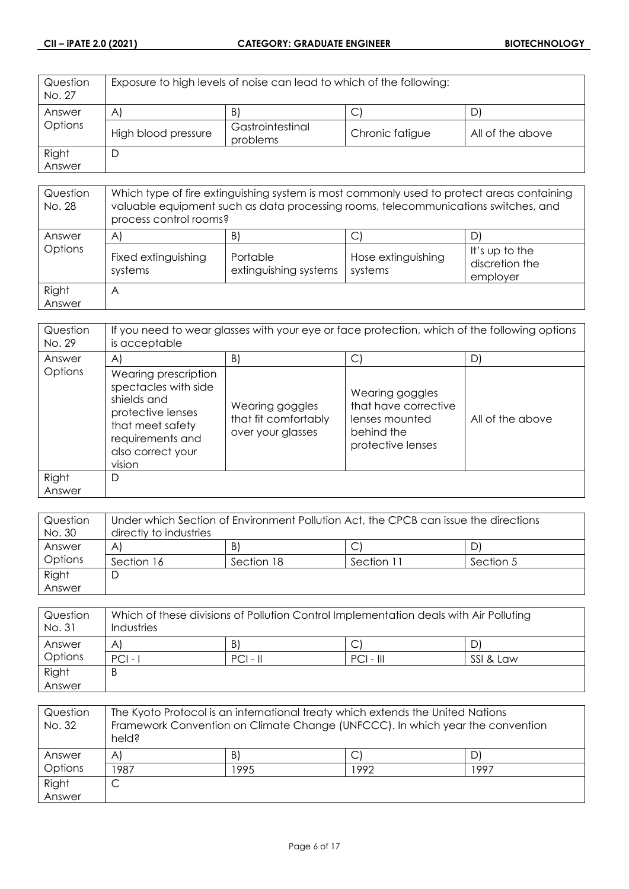| Question No. 27 | Exposure to high levels of noise can lead to which of the following: | | | |
|---|---|---|---|---|
| Answer Options | A) | B) | C) | D) |
| | High blood pressure | Gastrointestinal problems | Chronic fatigue | All of the above |
| Right Answer | D | | | |

| Question No. 28 | Which type of fire extinguishing system is most commonly used to protect areas containing valuable equipment such as data processing rooms, telecommunications switches, and process control rooms? | | | |
|---|---|---|---|---|
| Answer Options | A) | B) | C) | D) |
| | Fixed extinguishing systems | Portable extinguishing systems | Hose extinguishing systems | It's up to the discretion the employer |
| Right Answer | A | | | |

| Question No. 29 | If you need to wear glasses with your eye or face protection, which of the following options is acceptable | | | |
|---|---|---|---|---|
| Answer Options | A) | B) | C) | D) |
| | Wearing prescription spectacles with side shields and protective lenses that meet safety requirements and also correct your vision | Wearing goggles that fit comfortably over your glasses | Wearing goggles that have corrective lenses mounted behind the protective lenses | All of the above |
| Right Answer | D | | | |

| Question No. 30 | Under which Section of Environment Pollution Act, the CPCB can issue the directions directly to industries | | | |
|---|---|---|---|---|
| Answer Options | A) | B) | C) | D) |
| | Section 16 | Section 18 | Section 11 | Section 5 |
| Right Answer | D | | | |

| Question No. 31 | Which of these divisions of Pollution Control Implementation deals with Air Polluting Industries | | | |
|---|---|---|---|---|
| Answer Options | A) | B) | C) | D) |
| | PCI - I | PCI - II | PCI - III | SSI & Law |
| Right Answer | B | | | |

| Question No. 32 | The Kyoto Protocol is an international treaty which extends the United Nations Framework Convention on Climate Change (UNFCCC). In which year the convention held? | | | |
|---|---|---|---|---|
| Answer Options | A) | B) | C) | D) |
| | 1987 | 1995 | 1992 | 1997 |
| Right Answer | C | | | |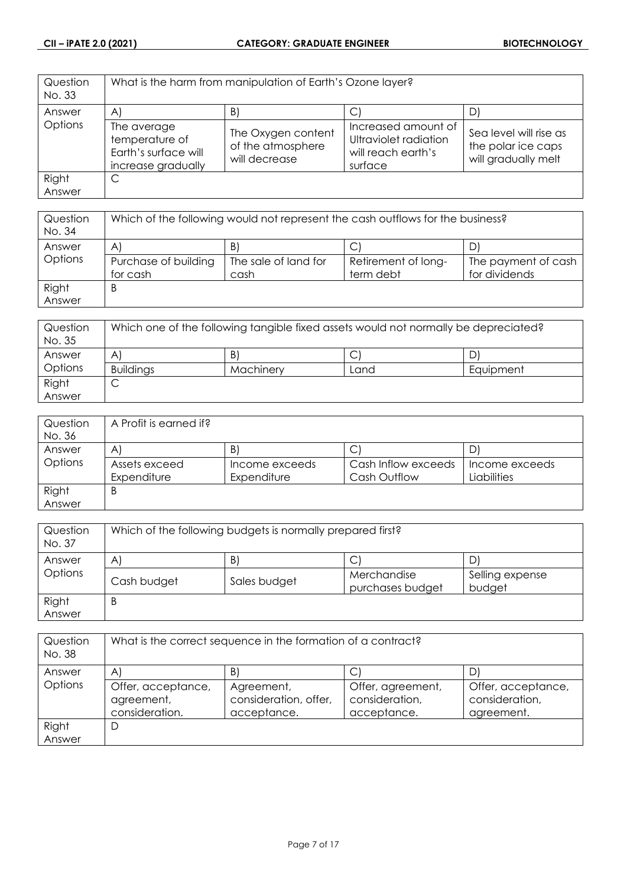| Question No. 33 | What is the harm from manipulation of Earth's Ozone layer? | | | |
|---|---|---|---|---|
| Answer Options | A) | B) | C) | D) |
| | The average temperature of Earth's surface will increase gradually | The Oxygen content of the atmosphere will decrease | Increased amount of Ultraviolet radiation will reach earth's surface | Sea level will rise as the polar ice caps will gradually melt |
| Right Answer | C | | | |

| Question No. 34 | Which of the following would not represent the cash outflows for the business? | | | |
|---|---|---|---|---|
| Answer Options | A) | B) | C) | D) |
| | Purchase of building for cash | The sale of land for cash | Retirement of long-term debt | The payment of cash for dividends |
| Right Answer | B | | | |

| Question No. 35 | Which one of the following tangible fixed assets would not normally be depreciated? | | | |
|---|---|---|---|---|
| Answer Options | A) | B) | C) | D) |
| | Buildings | Machinery | Land | Equipment |
| Right Answer | C | | | |

| Question No. 36 | A Profit is earned if? | | | |
|---|---|---|---|---|
| Answer Options | A) | B) | C) | D) |
| | Assets exceed Expenditure | Income exceeds Expenditure | Cash Inflow exceeds Cash Outflow | Income exceeds Liabilities |
| Right Answer | B | | | |

| Question No. 37 | Which of the following budgets is normally prepared first? | | | |
|---|---|---|---|---|
| Answer Options | A) | B) | C) | D) |
| | Cash budget | Sales budget | Merchandise purchases budget | Selling expense budget |
| Right Answer | B | | | |

| Question No. 38 | What is the correct sequence in the formation of a contract? | | | |
|---|---|---|---|---|
| Answer Options | A) | B) | C) | D) |
| | Offer, acceptance, agreement, consideration. | Agreement, consideration, offer, acceptance. | Offer, agreement, consideration, acceptance. | Offer, acceptance, consideration, agreement. |
| Right Answer | D | | | |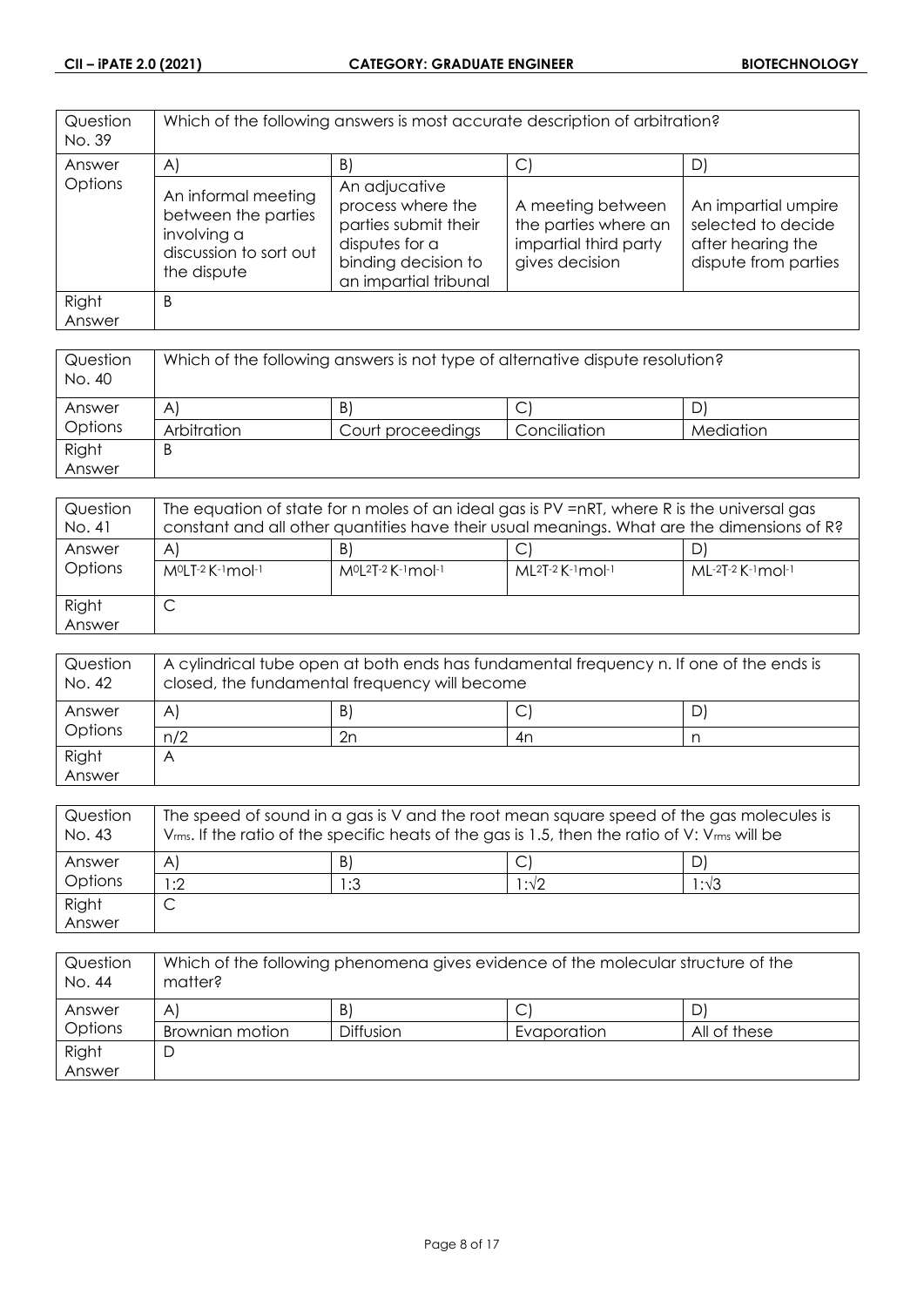| Question No. 39 | Which of the following answers is most accurate description of arbitration? | | | |
|---|---|---|---|---|
| Answer Options | A) | B) | C) | D) |
| | An informal meeting between the parties involving a discussion to sort out the dispute | An adjucative process where the parties submit their disputes for a binding decision to an impartial tribunal | A meeting between the parties where an impartial third party gives decision | An impartial umpire selected to decide after hearing the dispute from parties |
| Right Answer | B | | | |

| Question No. 40 | Which of the following answers is not type of alternative dispute resolution? | | | |
|---|---|---|---|---|
| Answer Options | A) | B) | C) | D) |
| | Arbitration | Court proceedings | Conciliation | Mediation |
| Right Answer | B | | | |

| Question No. 41 | The equation of state for n moles of an ideal gas is PV =nRT, where R is the universal gas constant and all other quantities have their usual meanings. What are the dimensions of R? | | | |
|---|---|---|---|---|
| Answer Options | A) | B) | C) | D) |
| | $M^0LT^{-2}K^{-1}mol^{-1}$ | $M^0L^2T^{-2}K^{-1}mol^{-1}$ | $ML^2T^{-2}K^{-1}mol^{-1}$ | $ML^{-2}T^{-2}K^{-1}mol^{-1}$ |
| Right Answer | C | | | |

| Question No. 42 | A cylindrical tube open at both ends has fundamental frequency n. If one of the ends is closed, the fundamental frequency will become | | | |
|---|---|---|---|---|
| Answer Options | A) | B) | C) | D) |
| | n/2 | 2n | 4n | n |
| Right Answer | A | | | |

| Question No. 43 | The speed of sound in a gas is V and the root mean square speed of the gas molecules is $V_{rms}$. If the ratio of the specific heats of the gas is 1.5, then the ratio of V: $V_{rms}$ will be | | | |
|---|---|---|---|---|
| Answer Options | A) | B) | C) | D) |
| | 1:2 | 1:3 | $1:\sqrt{2}$ | $1:\sqrt{3}$ |
| Right Answer | C | | | |

| Question No. 44 | Which of the following phenomena gives evidence of the molecular structure of the matter? | | | |
|---|---|---|---|---|
| Answer Options | A) | B) | C) | D) |
| | Brownian motion | Diffusion | Evaporation | All of these |
| Right Answer | D | | | |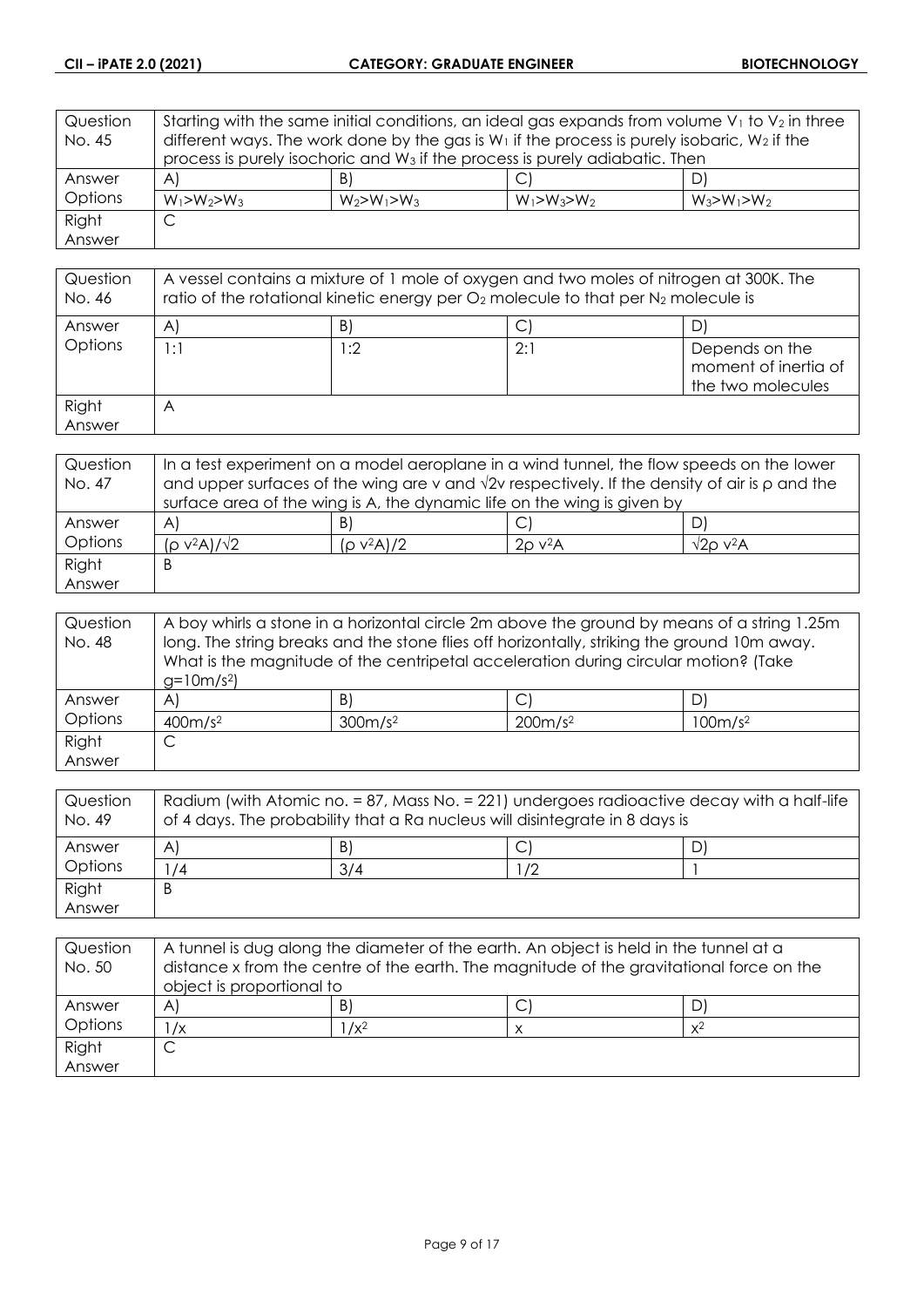| Question No. 45 | Starting with the same initial conditions, an ideal gas expands from volume $V_1$ to $V_2$ in three different ways. The work done by the gas is $W_1$ if the process is purely isobaric, $W_2$ if the process is purely isochoric and $W_3$ if the process is purely adiabatic. Then | | |
|---|---|---|---|
| Answer Options | A) $W_1>W_2>W_3$ | B) $W_2>W_1>W_3$ | C) $W_1>W_3>W_2$ | D) $W_3>W_1>W_2$ |
| Right Answer | C | | |

| Question No. 46 | A vessel contains a mixture of 1 mole of oxygen and two moles of nitrogen at 300K. The ratio of the rotational kinetic energy per $O_2$ molecule to that per $N_2$ molecule is | | | |
|---|---|---|---|---|
| Answer Options | A) 1:1 | B) 1:2 | C) 2:1 | D) Depends on the moment of inertia of the two molecules |
| Right Answer | A | | | |

| Question No. 47 | In a test experiment on a model aeroplane in a wind tunnel, the flow speeds on the lower and upper surfaces of the wing are v and √2v respectively. If the density of air is ρ and the surface area of the wing is A, the dynamic life on the wing is given by | | | |
|---|---|---|---|---|
| Answer Options | A) $(\rho v^2A)/\sqrt{2}$ | B) $(\rho v^2A)/2$ | C) $2\rho v^2A$ | D) $\sqrt{2}\rho v^2A$ |
| Right Answer | B | | | |

| Question No. 48 | A boy whirls a stone in a horizontal circle 2m above the ground by means of a string 1.25m long. The string breaks and the stone flies off horizontally, striking the ground 10m away. What is the magnitude of the centripetal acceleration during circular motion? (Take $g=10m/s^2$) | | | |
|---|---|---|---|---|
| Answer Options | A) $400m/s^2$ | B) $300m/s^2$ | C) $200m/s^2$ | D) $100m/s^2$ |
| Right Answer | C | | | |

| Question No. 49 | Radium (with Atomic no. = 87, Mass No. = 221) undergoes radioactive decay with a half-life of 4 days. The probability that a Ra nucleus will disintegrate in 8 days is | | | |
|---|---|---|---|---|
| Answer Options | A) 1/4 | B) 3/4 | C) 1/2 | D) 1 |
| Right Answer | B | | | |

| Question No. 50 | A tunnel is dug along the diameter of the earth. An object is held in the tunnel at a distance x from the centre of the earth. The magnitude of the gravitational force on the object is proportional to | | | |
|---|---|---|---|---|
| Answer Options | A) $1/x$ | B) $1/x^2$ | C) $x$ | D) $x^2$ |
| Right Answer | C | | | |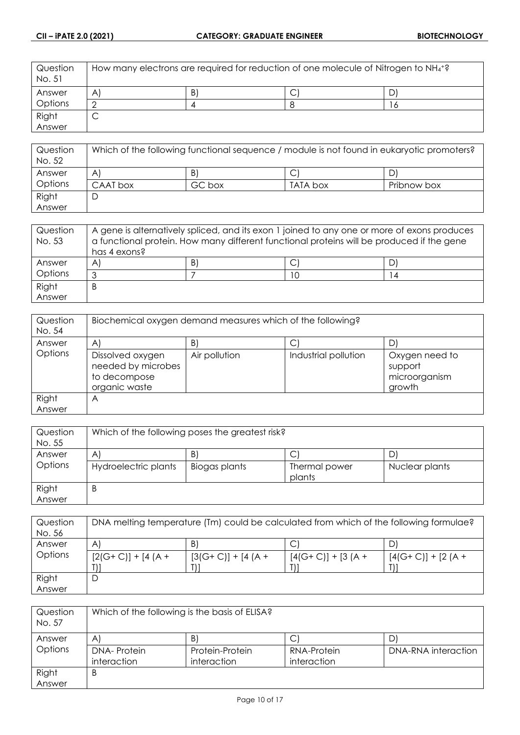| Question No. 51 | How many electrons are required for reduction of one molecule of Nitrogen to $NH_4^+$? | | | |
|---|---|---|---|---|
| Answer Options | A) | B) | C) | D) |
| | 2 | 4 | 8 | 16 |
| Right Answer | C | | | |

| Question No. 52 | Which of the following functional sequence / module is not found in eukaryotic promoters? | | | |
|---|---|---|---|---|
| Answer Options | A) | B) | C) | D) |
| | CAAT box | GC box | TATA box | Pribnow box |
| Right Answer | D | | | |

| Question No. 53 | A gene is alternatively spliced, and its exon 1 joined to any one or more of exons produces a functional protein. How many different functional proteins will be produced if the gene has 4 exons? | | | |
|---|---|---|---|---|
| Answer Options | A) | B) | C) | D) |
| | 3 | 7 | 10 | 14 |
| Right Answer | B | | | |

| Question No. 54 | Biochemical oxygen demand measures which of the following? | | | |
|---|---|---|---|---|
| Answer Options | A) | B) | C) | D) |
| | Dissolved oxygen needed by microbes to decompose organic waste | Air pollution | Industrial pollution | Oxygen need to support microorganism growth |
| Right Answer | A | | | |

| Question No. 55 | Which of the following poses the greatest risk? | | | |
|---|---|---|---|---|
| Answer Options | A) | B) | C) | D) |
| | Hydroelectric plants | Biogas plants | Thermal power plants | Nuclear plants |
| Right Answer | B | | | |

| Question No. 56 | DNA melting temperature (Tm) could be calculated from which of the following formulae? | | | |
|---|---|---|---|---|
| Answer Options | A) | B) | C) | D) |
| | [2(G+ C)] + [4 (A + T)] | [3(G+ C)] + [4 (A + T)] | [4(G+ C)] + [3 (A + T)] | [4(G+ C)] + [2 (A + T)] |
| Right Answer | D | | | |

| Question No. 57 | Which of the following is the basis of ELISA? | | | |
|---|---|---|---|---|
| Answer Options | A) | B) | C) | D) |
| | DNA- Protein interaction | Protein-Protein interaction | RNA-Protein interaction | DNA-RNA interaction |
| Right Answer | B | | | |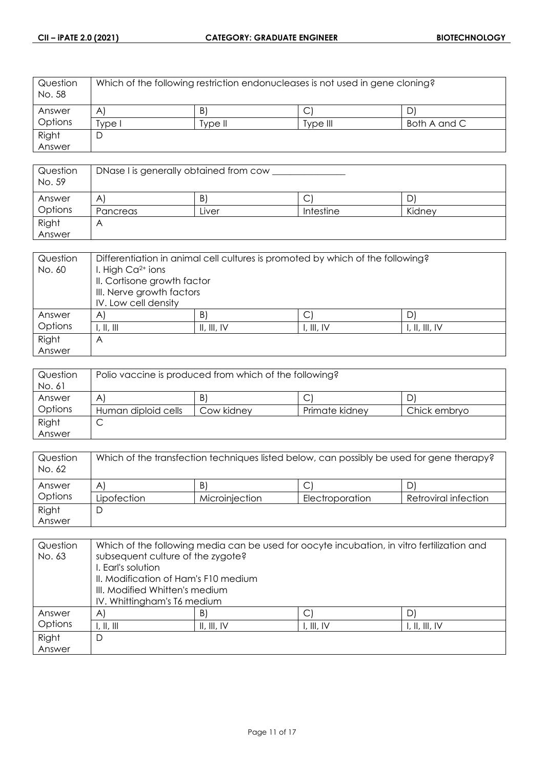| Question No. 58 | Which of the following restriction endonucleases is not used in gene cloning? | | | |
|---|---|---|---|---|
| Answer Options | A) | B) | C) | D) |
| | Type I | Type II | Type III | Both A and C |
| Right Answer | D | | | |

| Question No. 59 | DNase I is generally obtained from cow _______________ | | | |
|---|---|---|---|---|
| Answer Options | A) | B) | C) | D) |
| | Pancreas | Liver | Intestine | Kidney |
| Right Answer | A | | | |

| Question No. 60 | Differentiation in animal cell cultures is promoted by which of the following?<br>I. High $Ca^{2+}$ ions<br>II. Cortisone growth factor<br>III. Nerve growth factors<br>IV. Low cell density | | | |
|---|---|---|---|---|
| Answer Options | A) | B) | C) | D) |
| | I, II, III | II, III, IV | I, III, IV | I, II, III, IV |
| Right Answer | A | | | |

| Question No. 61 | Polio vaccine is produced from which of the following? | | | |
|---|---|---|---|---|
| Answer Options | A) | B) | C) | D) |
| | Human diploid cells | Cow kidney | Primate kidney | Chick embryo |
| Right Answer | C | | | |

| Question No. 62 | Which of the transfection techniques listed below, can possibly be used for gene therapy? | | | |
|---|---|---|---|---|
| Answer Options | A) | B) | C) | D) |
| | Lipofection | Microinjection | Electroporation | Retroviral infection |
| Right Answer | D | | | |

| Question No. 63 | Which of the following media can be used for oocyte incubation, in vitro fertilization and subsequent culture of the zygote?<br>I. Earl's solution<br>II. Modification of Ham's F10 medium<br>III. Modified Whitten's medium<br>IV. Whittingham's T6 medium | | | |
|---|---|---|---|---|
| Answer Options | A) | B) | C) | D) |
| | I, II, III | II, III, IV | I, III, IV | I, II, III, IV |
| Right Answer | D | | | |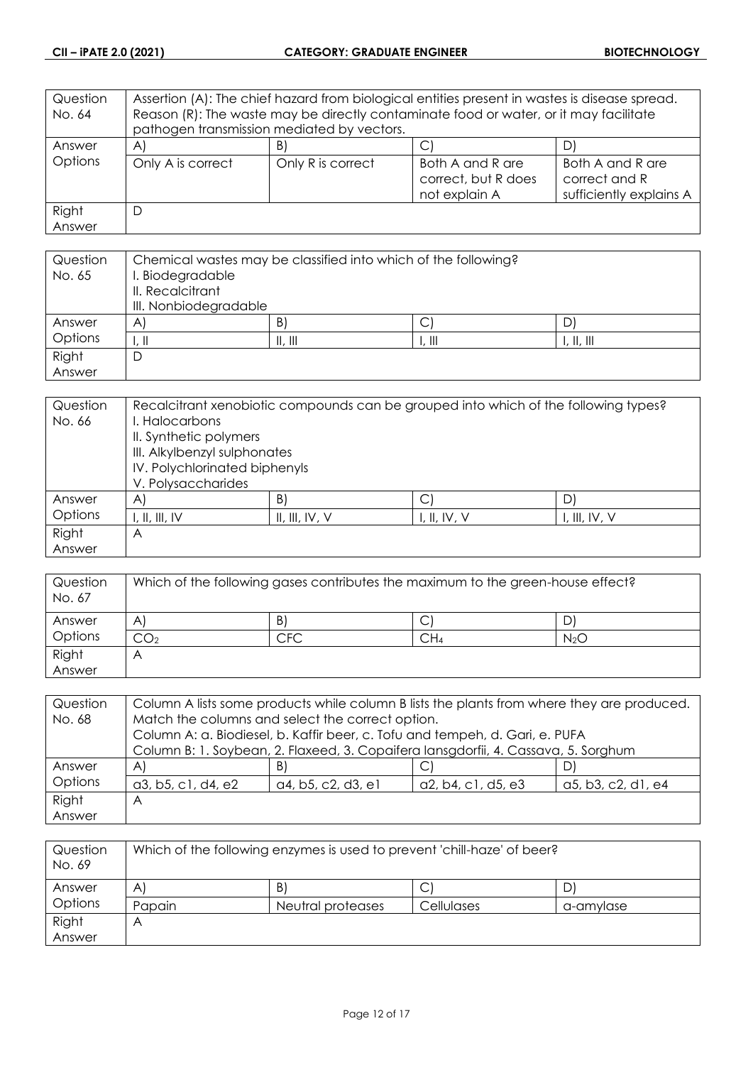| Question No. 64 | Assertion (A): The chief hazard from biological entities present in wastes is disease spread. Reason (R): The waste may be directly contaminate food or water, or it may facilitate pathogen transmission mediated by vectors. | | | |
|---|---|---|---|---|
| Answer Options | A) | B) | C) | D) |
| | Only A is correct | Only R is correct | Both A and R are correct, but R does not explain A | Both A and R are correct and R sufficiently explains A |
| Right Answer | D | | | |

| Question No. 65 | Chemical wastes may be classified into which of the following? I. Biodegradable II. Recalcitrant III. Nonbiodegradable | | | |
|---|---|---|---|---|
| Answer Options | A) | B) | C) | D) |
| | I, II | II, III | I, III | I, II, III |
| Right Answer | D | | | |

| Question No. 66 | Recalcitrant xenobiotic compounds can be grouped into which of the following types? I. Halocarbons II. Synthetic polymers III. Alkylbenzyl sulphonates IV. Polychlorinated biphenyls V. Polysaccharides | | | |
|---|---|---|---|---|
| Answer Options | A) | B) | C) | D) |
| | I, II, III, IV | II, III, IV, V | I, II, IV, V | I, III, IV, V |
| Right Answer | A | | | |

| Question No. 67 | Which of the following gases contributes the maximum to the green-house effect? | | | |
|---|---|---|---|---|
| Answer Options | A) | B) | C) | D) |
| | $CO_2$ | CFC | $CH_4$ | $N_2O$ |
| Right Answer | A | | | |

| Question No. 68 | Column A lists some products while column B lists the plants from where they are produced. Match the columns and select the correct option. Column A: a. Biodiesel, b. Kaffir beer, c. Tofu and tempeh, d. Gari, e. PUFA Column B: 1. Soybean, 2. Flaxeed, 3. Copaifera lansgdorfii, 4. Cassava, 5. Sorghum | | | |
|---|---|---|---|---|
| Answer Options | A) | B) | C) | D) |
| | a3, b5, c1, d4, e2 | a4, b5, c2, d3, e1 | a2, b4, c1, d5, e3 | a5, b3, c2, d1, e4 |
| Right Answer | A | | | |

| Question No. 69 | Which of the following enzymes is used to prevent 'chill-haze' of beer? | | | |
|---|---|---|---|---|
| Answer Options | A) | B) | C) | D) |
| | Papain | Neutral proteases | Cellulases | α-amylase |
| Right Answer | A | | | |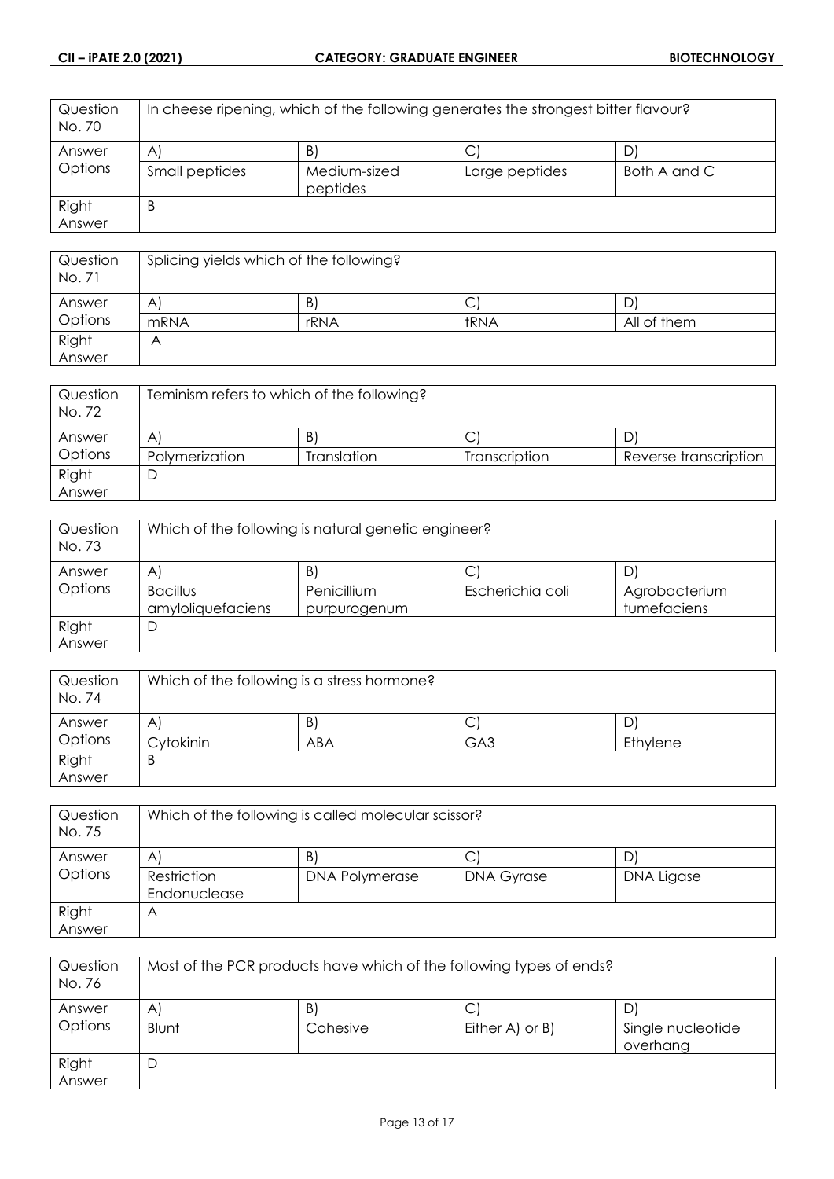| Question No. 70 | In cheese ripening, which of the following generates the strongest bitter flavour? | | | |
|---|---|---|---|---|
| Answer Options | A) | B) | C) | D) |
| | Small peptides | Medium-sized peptides | Large peptides | Both A and C |
| Right Answer | B | | | |

| Question No. 71 | Splicing yields which of the following? | | | |
|---|---|---|---|---|
| Answer Options | A) | B) | C) | D) |
| | mRNA | rRNA | tRNA | All of them |
| Right Answer | A | | | |

| Question No. 72 | Teminism refers to which of the following? | | | |
|---|---|---|---|---|
| Answer Options | A) | B) | C) | D) |
| | Polymerization | Translation | Transcription | Reverse transcription |
| Right Answer | D | | | |

| Question No. 73 | Which of the following is natural genetic engineer? | | | |
|---|---|---|---|---|
| Answer Options | A) | B) | C) | D) |
| | Bacillus amyloliquefaciens | Penicillium purpurogenum | Escherichia coli | Agrobacterium tumefaciens |
| Right Answer | D | | | |

| Question No. 74 | Which of the following is a stress hormone? | | | |
|---|---|---|---|---|
| Answer Options | A) | B) | C) | D) |
| | Cytokinin | ABA | GA3 | Ethylene |
| Right Answer | B | | | |

| Question No. 75 | Which of the following is called molecular scissor? | | | |
|---|---|---|---|---|
| Answer Options | A) | B) | C) | D) |
| | Restriction Endonuclease | DNA Polymerase | DNA Gyrase | DNA Ligase |
| Right Answer | A | | | |

| Question No. 76 | Most of the PCR products have which of the following types of ends? | | | |
|---|---|---|---|---|
| Answer Options | A) | B) | C) | D) |
| | Blunt | Cohesive | Either A) or B) | Single nucleotide overhang |
| Right Answer | D | | | |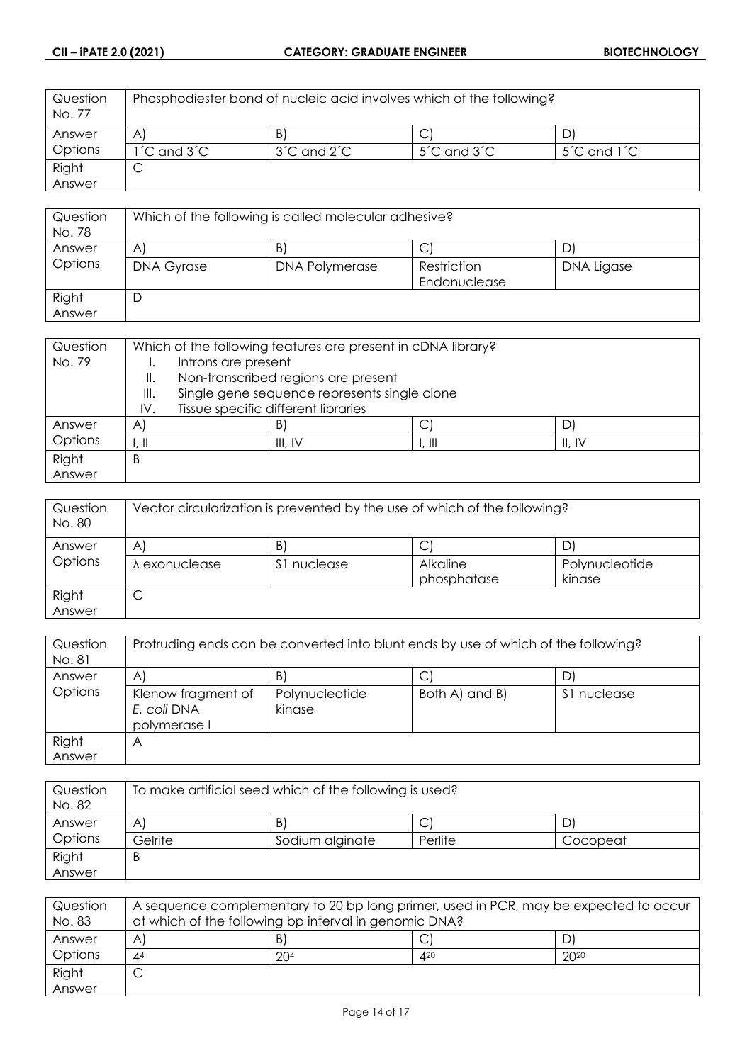| Question No. 77 | Phosphodiester bond of nucleic acid involves which of the following? | | | |
|---|---|---|---|---|
| Answer Options | A) | B) | C) | D) |
| | 1´C and 3´C | 3´C and 2´C | 5´C and 3´C | 5´C and 1´C |
| Right Answer | C | | | |

| Question No. 78 | Which of the following is called molecular adhesive? | | | |
|---|---|---|---|---|
| Answer Options | A) | B) | C) | D) |
| | DNA Gyrase | DNA Polymerase | Restriction Endonuclease | DNA Ligase |
| Right Answer | D | | | |

| Question No. 79 | Which of the following features are present in cDNA library?<br>I. Introns are present<br>II. Non-transcribed regions are present<br>III. Single gene sequence represents single clone<br>IV. Tissue specific different libraries | | | |
|---|---|---|---|---|
| Answer Options | A) | B) | C) | D) |
| | I, II | III, IV | I, III | II, IV |
| Right Answer | B | | | |

| Question No. 80 | Vector circularization is prevented by the use of which of the following? | | | |
|---|---|---|---|---|
| Answer Options | A) | B) | C) | D) |
| | λ exonuclease | S1 nuclease | Alkaline phosphatase | Polynucleotide kinase |
| Right Answer | C | | | |

| Question No. 81 | Protruding ends can be converted into blunt ends by use of which of the following? | | | |
|---|---|---|---|---|
| Answer Options | A) | B) | C) | D) |
| | Klenow fragment of *E. coli* DNA polymerase I | Polynucleotide kinase | Both A) and B) | S1 nuclease |
| Right Answer | A | | | |

| Question No. 82 | To make artificial seed which of the following is used? | | | |
|---|---|---|---|---|
| Answer Options | A) | B) | C) | D) |
| | Gelrite | Sodium alginate | Perlite | Cocopeat |
| Right Answer | B | | | |

| Question No. 83 | A sequence complementary to 20 bp long primer, used in PCR, may be expected to occur at which of the following bp interval in genomic DNA? | | | |
|---|---|---|---|---|
| Answer Options | A) | B) | C) | D) |
| | $4^4$ | $20^4$ | $4^{20}$ | $20^{20}$ |
| Right Answer | C | | | |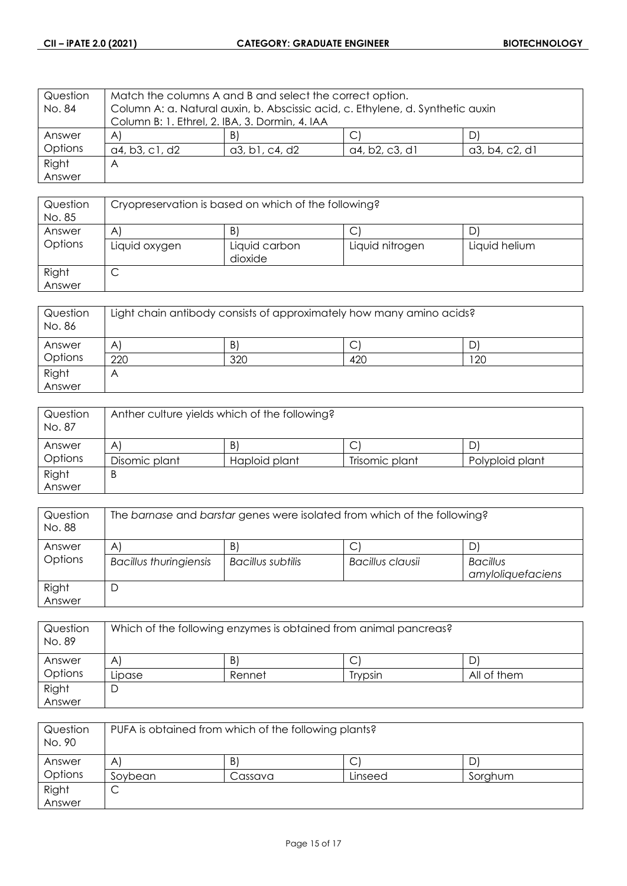| Question No. 84 | Match the columns A and B and select the correct option. Column A: a. Natural auxin, b. Abscissic acid, c. Ethylene, d. Synthetic auxin Column B: 1. Ethrel, 2. IBA, 3. Dormin, 4. IAA | | | |
|---|---|---|---|---|
| Answer Options | A) | B) | C) | D) |
| | a4, b3, c1, d2 | a3, b1, c4, d2 | a4, b2, c3, d1 | a3, b4, c2, d1 |
| Right Answer | A | | | |

| Question No. 85 | Cryopreservation is based on which of the following? | | | |
|---|---|---|---|---|
| Answer Options | A) | B) | C) | D) |
| | Liquid oxygen | Liquid carbon dioxide | Liquid nitrogen | Liquid helium |
| Right Answer | C | | | |

| Question No. 86 | Light chain antibody consists of approximately how many amino acids? | | | |
|---|---|---|---|---|
| Answer Options | A) | B) | C) | D) |
| | 220 | 320 | 420 | 120 |
| Right Answer | A | | | |

| Question No. 87 | Anther culture yields which of the following? | | | |
|---|---|---|---|---|
| Answer Options | A) | B) | C) | D) |
| | Disomic plant | Haploid plant | Trisomic plant | Polyploid plant |
| Right Answer | B | | | |

| Question No. 88 | The *barnase* and *barstar* genes were isolated from which of the following? | | | |
|---|---|---|---|---|
| Answer Options | A) | B) | C) | D) |
| | *Bacillus thuringiensis* | *Bacillus subtilis* | *Bacillus clausii* | *Bacillus amyloliquefaciens* |
| Right Answer | D | | | |

| Question No. 89 | Which of the following enzymes is obtained from animal pancreas? | | | |
|---|---|---|---|---|
| Answer Options | A) | B) | C) | D) |
| | Lipase | Rennet | Trypsin | All of them |
| Right Answer | D | | | |

| Question No. 90 | PUFA is obtained from which of the following plants? | | | |
|---|---|---|---|---|
| Answer Options | A) | B) | C) | D) |
| | Soybean | Cassava | Linseed | Sorghum |
| Right Answer | C | | | |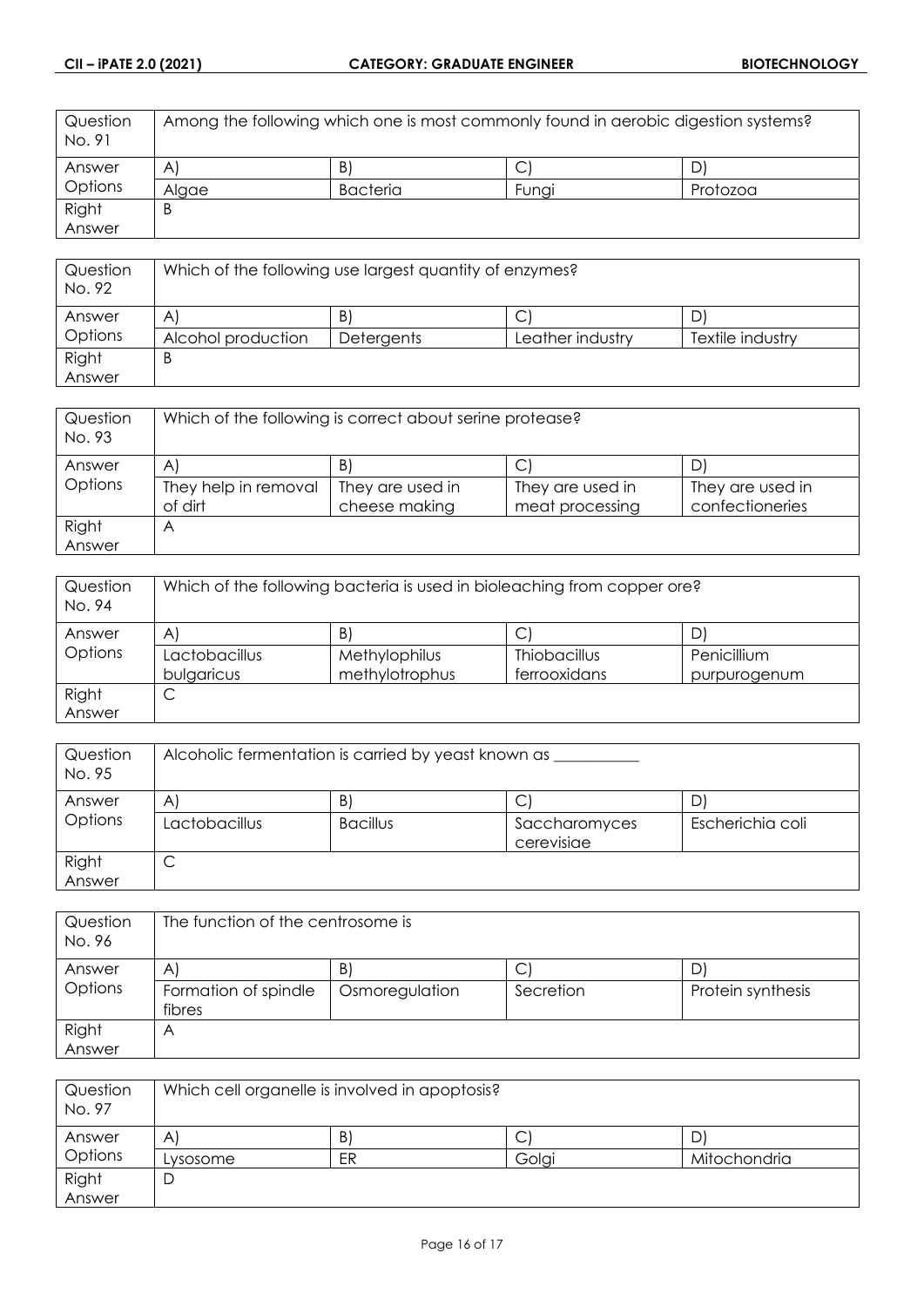| Question No. 91 | Among the following which one is most commonly found in aerobic digestion systems? | | | |
|---|---|---|---|---|
| Answer Options | A) | B) | C) | D) |
| | Algae | Bacteria | Fungi | Protozoa |
| Right Answer | B | | | |

| Question No. 92 | Which of the following use largest quantity of enzymes? | | | |
|---|---|---|---|---|
| Answer Options | A) | B) | C) | D) |
| | Alcohol production | Detergents | Leather industry | Textile industry |
| Right Answer | B | | | |

| Question No. 93 | Which of the following is correct about serine protease? | | | |
|---|---|---|---|---|
| Answer Options | A) | B) | C) | D) |
| | They help in removal of dirt | They are used in cheese making | They are used in meat processing | They are used in confectioneries |
| Right Answer | A | | | |

| Question No. 94 | Which of the following bacteria is used in bioleaching from copper ore? | | | |
|---|---|---|---|---|
| Answer Options | A) | B) | C) | D) |
| | Lactobacillus bulgaricus | Methylophilus methylotrophus | Thiobacillus ferrooxidans | Penicillium purpurogenum |
| Right Answer | C | | | |

| Question No. 95 | Alcoholic fermentation is carried by yeast known as __________ | | | |
|---|---|---|---|---|
| Answer Options | A) | B) | C) | D) |
| | Lactobacillus | Bacillus | Saccharomyces cerevisiae | Escherichia coli |
| Right Answer | C | | | |

| Question No. 96 | The function of the centrosome is | | | |
|---|---|---|---|---|
| Answer Options | A) | B) | C) | D) |
| | Formation of spindle fibres | Osmoregulation | Secretion | Protein synthesis |
| Right Answer | A | | | |

| Question No. 97 | Which cell organelle is involved in apoptosis? | | | |
|---|---|---|---|---|
| Answer Options | A) | B) | C) | D) |
| | Lysosome | ER | Golgi | Mitochondria |
| Right Answer | D | | | |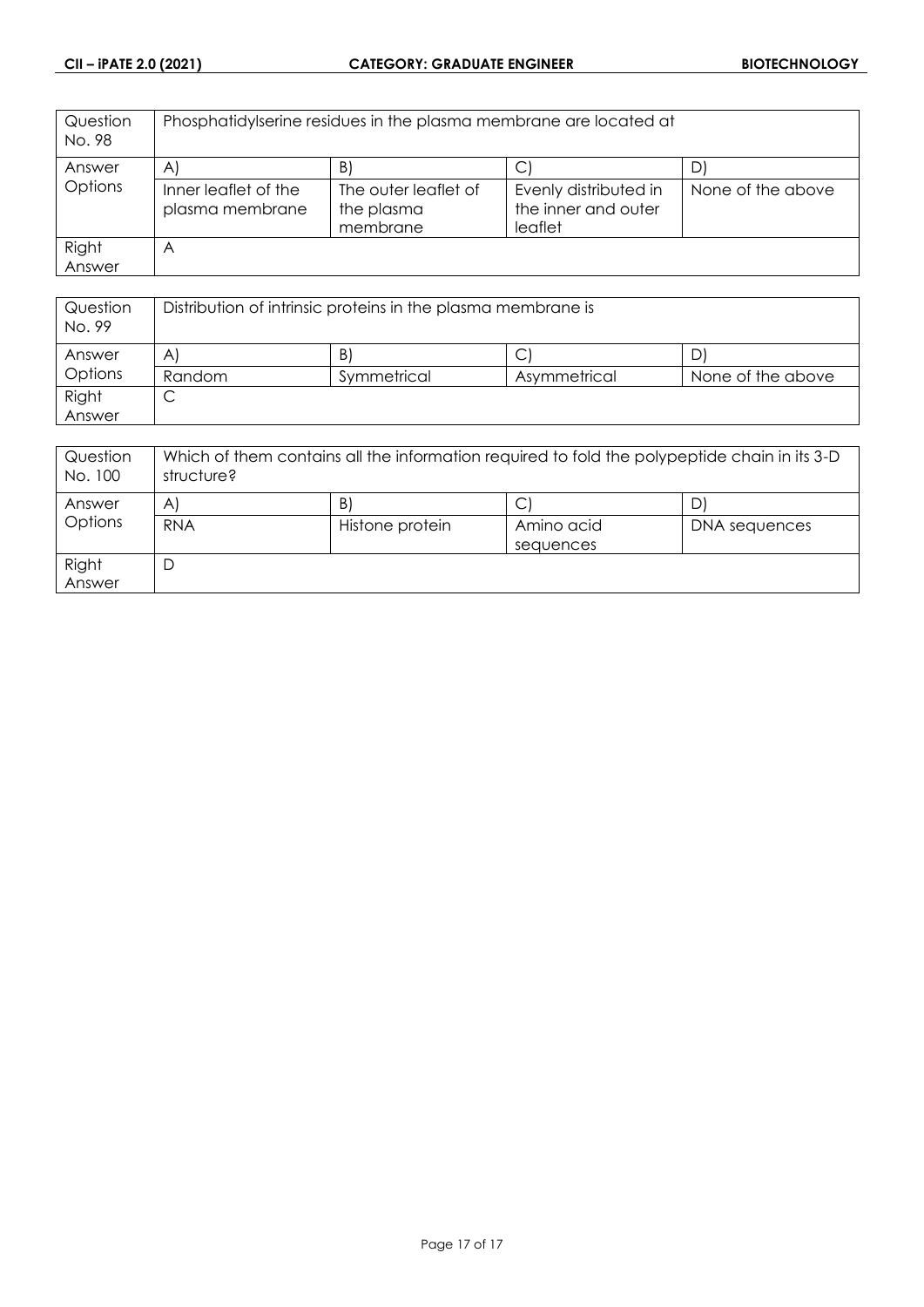| | | | | |
|---|---|---|---|---|
| Question No. 98 | Phosphatidylserine residues in the plasma membrane are located at | | | |
| Answer Options | A) | B) | C) | D) |
| | Inner leaflet of the plasma membrane | The outer leaflet of the plasma membrane | Evenly distributed in the inner and outer leaflet | None of the above |
| Right Answer | A | | | |

| | | | | |
|---|---|---|---|---|
| Question No. 99 | Distribution of intrinsic proteins in the plasma membrane is | | | |
| Answer Options | A) | B) | C) | D) |
| | Random | Symmetrical | Asymmetrical | None of the above |
| Right Answer | C | | | |

| | | | | |
|---|---|---|---|---|
| Question No. 100 | Which of them contains all the information required to fold the polypeptide chain in its 3-D structure? | | | |
| Answer Options | A) | B) | C) | D) |
| | RNA | Histone protein | Amino acid sequences | DNA sequences |
| Right Answer | D | | | |